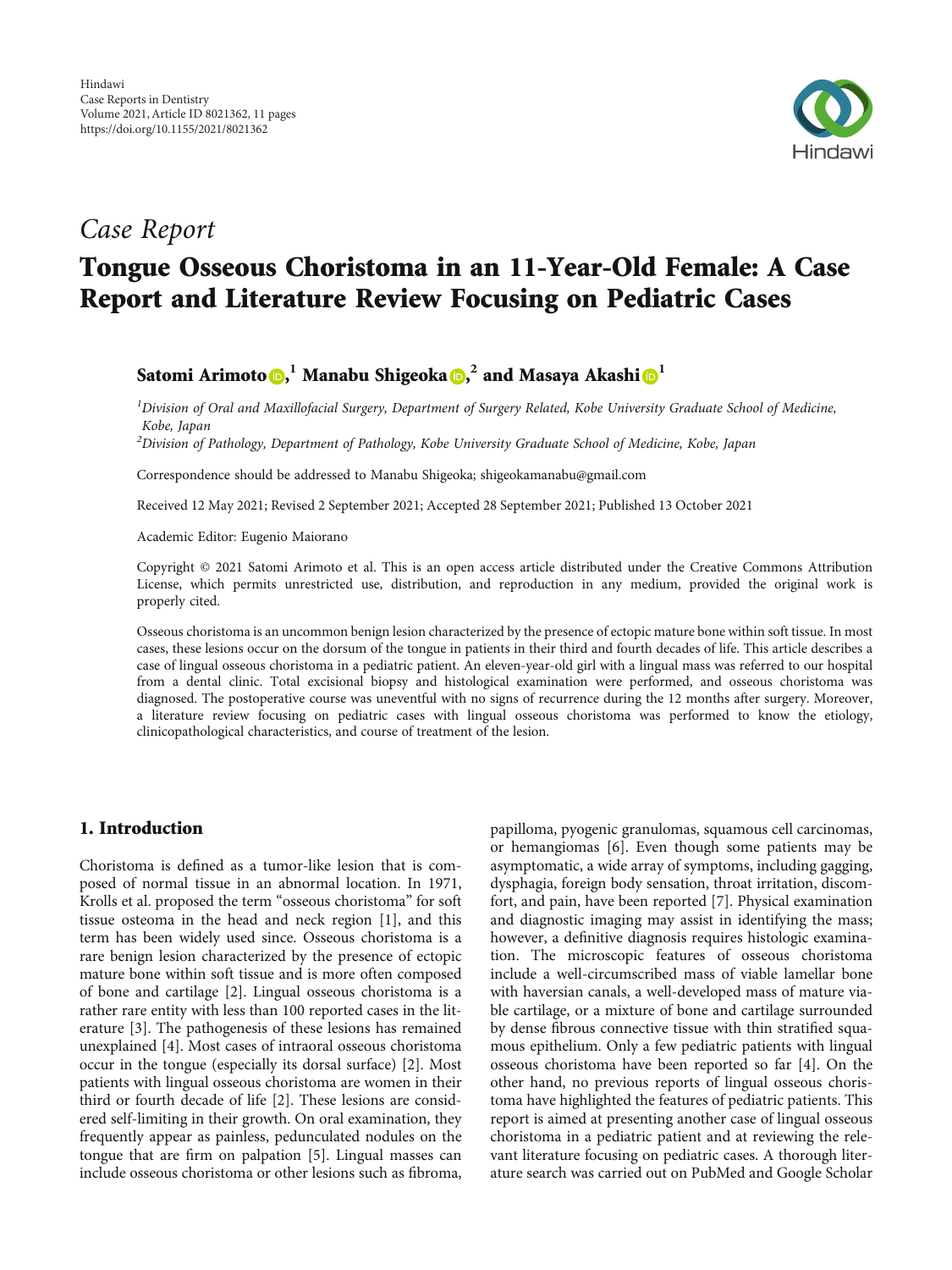Hindawi
Case Reports in Dentistry
Volume 2021, Article ID 8021362, 11 pages
https://doi.org/10.1155/2021/8021362

*Case Report*

# Tongue Osseous Choristoma in an 11-Year-Old Female: A Case Report and Literature Review Focusing on Pediatric Cases

**Satomi Arimoto**,[1] **Manabu Shigeoka**,[2] **and Masaya Akashi**[1]

[1] *Division of Oral and Maxillofacial Surgery, Department of Surgery Related, Kobe University Graduate School of Medicine, Kobe, Japan*

[2] *Division of Pathology, Department of Pathology, Kobe University Graduate School of Medicine, Kobe, Japan*

Correspondence should be addressed to Manabu Shigeoka; shigeokamanabu@gmail.com

Received 12 May 2021; Revised 2 September 2021; Accepted 28 September 2021; Published 13 October 2021

Academic Editor: Eugenio Maiorano

Copyright © 2021 Satomi Arimoto et al. This is an open access article distributed under the Creative Commons Attribution License, which permits unrestricted use, distribution, and reproduction in any medium, provided the original work is properly cited.

Osseous choristoma is an uncommon benign lesion characterized by the presence of ectopic mature bone within soft tissue. In most cases, these lesions occur on the dorsum of the tongue in patients in their third and fourth decades of life. This article describes a case of lingual osseous choristoma in a pediatric patient. An eleven-year-old girl with a lingual mass was referred to our hospital from a dental clinic. Total excisional biopsy and histological examination were performed, and osseous choristoma was diagnosed. The postoperative course was uneventful with no signs of recurrence during the 12 months after surgery. Moreover, a literature review focusing on pediatric cases with lingual osseous choristoma was performed to know the etiology, clinicopathological characteristics, and course of treatment of the lesion.

## 1. Introduction

Choristoma is defined as a tumor-like lesion that is composed of normal tissue in an abnormal location. In 1971, Krolls et al. proposed the term "osseous choristoma" for soft tissue osteoma in the head and neck region [1], and this term has been widely used since. Osseous choristoma is a rare benign lesion characterized by the presence of ectopic mature bone within soft tissue and is more often composed of bone and cartilage [2]. Lingual osseous choristoma is a rather rare entity with less than 100 reported cases in the literature [3]. The pathogenesis of these lesions has remained unexplained [4]. Most cases of intraoral osseous choristoma occur in the tongue (especially its dorsal surface) [2]. Most patients with lingual osseous choristoma are women in their third or fourth decade of life [2]. These lesions are considered self-limiting in their growth. On oral examination, they frequently appear as painless, pedunculated nodules on the tongue that are firm on palpation [5]. Lingual masses can include osseous choristoma or other lesions such as fibroma, papilloma, pyogenic granulomas, squamous cell carcinomas, or hemangiomas [6]. Even though some patients may be asymptomatic, a wide array of symptoms, including gagging, dysphagia, foreign body sensation, throat irritation, discomfort, and pain, have been reported [7]. Physical examination and diagnostic imaging may assist in identifying the mass; however, a definitive diagnosis requires histologic examination. The microscopic features of osseous choristoma include a well-circumscribed mass of viable lamellar bone with haversian canals, a well-developed mass of mature viable cartilage, or a mixture of bone and cartilage surrounded by dense fibrous connective tissue with thin stratified squamous epithelium. Only a few pediatric patients with lingual osseous choristoma have been reported so far [4]. On the other hand, no previous reports of lingual osseous choristoma have highlighted the features of pediatric patients. This report is aimed at presenting another case of lingual osseous choristoma in a pediatric patient and at reviewing the relevant literature focusing on pediatric cases. A thorough literature search was carried out on PubMed and Google Scholar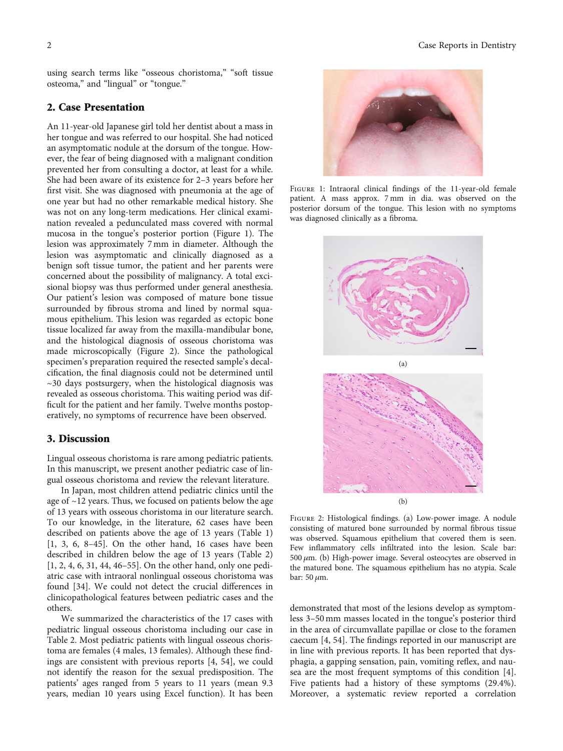using search terms like "osseous choristoma," "soft tissue osteoma," and "lingual" or "tongue."

## 2. Case Presentation

An 11-year-old Japanese girl told her dentist about a mass in her tongue and was referred to our hospital. She had noticed an asymptomatic nodule at the dorsum of the tongue. However, the fear of being diagnosed with a malignant condition prevented her from consulting a doctor, at least for a while. She had been aware of its existence for 2–3 years before her first visit. She was diagnosed with pneumonia at the age of one year but had no other remarkable medical history. She was not on any long-term medications. Her clinical examination revealed a pedunculated mass covered with normal mucosa in the tongue's posterior portion (Figure 1). The lesion was approximately 7 mm in diameter. Although the lesion was asymptomatic and clinically diagnosed as a benign soft tissue tumor, the patient and her parents were concerned about the possibility of malignancy. A total excisional biopsy was thus performed under general anesthesia. Our patient's lesion was composed of mature bone tissue surrounded by fibrous stroma and lined by normal squamous epithelium. This lesion was regarded as ectopic bone tissue localized far away from the maxilla-mandibular bone, and the histological diagnosis of osseous choristoma was made microscopically (Figure 2). Since the pathological specimen's preparation required the resected sample's decalcification, the final diagnosis could not be determined until ~30 days postsurgery, when the histological diagnosis was revealed as osseous choristoma. This waiting period was difficult for the patient and her family. Twelve months postoperatively, no symptoms of recurrence have been observed.

Figure 1: Intraoral clinical findings of the 11-year-old female patient. A mass approx. 7 mm in dia. was observed on the posterior dorsum of the tongue. This lesion with no symptoms was diagnosed clinically as a fibroma.

Figure 2: Histological findings. (a) Low-power image. A nodule consisting of matured bone surrounded by normal fibrous tissue was observed. Squamous epithelium that covered them is seen. Few inflammatory cells infiltrated into the lesion. Scale bar: 500 $\mu$m. (b) High-power image. Several osteocytes are observed in the matured bone. The squamous epithelium has no atypia. Scale bar: 50 $\mu$m.

## 3. Discussion

Lingual osseous choristoma is rare among pediatric patients. In this manuscript, we present another pediatric case of lingual osseous choristoma and review the relevant literature.

In Japan, most children attend pediatric clinics until the age of ~12 years. Thus, we focused on patients below the age of 13 years with osseous choristoma in our literature search. To our knowledge, in the literature, 62 cases have been described on patients above the age of 13 years (Table 1) [1, 3, 6, 8–45]. On the other hand, 16 cases have been described in children below the age of 13 years (Table 2) [1, 2, 4, 6, 31, 44, 46–55]. On the other hand, only one pediatric case with intraoral nonlingual osseous choristoma was found [34]. We could not detect the crucial differences in clinicopathological features between pediatric cases and the others.

We summarized the characteristics of the 17 cases with pediatric lingual osseous choristoma including our case in Table 2. Most pediatric patients with lingual osseous choristoma are females (4 males, 13 females). Although these findings are consistent with previous reports [4, 54], we could not identify the reason for the sexual predisposition. The patients' ages ranged from 5 years to 11 years (mean 9.3 years, median 10 years using Excel function). It has been demonstrated that most of the lesions develop as symptomless 3–50 mm masses located in the tongue's posterior third in the area of circumvallate papillae or close to the foramen caecum [4, 54]. The findings reported in our manuscript are in line with previous reports. It has been reported that dysphagia, a gapping sensation, pain, vomiting reflex, and nausea are the most frequent symptoms of this condition [4]. Five patients had a history of these symptoms (29.4%). Moreover, a systematic review reported a correlation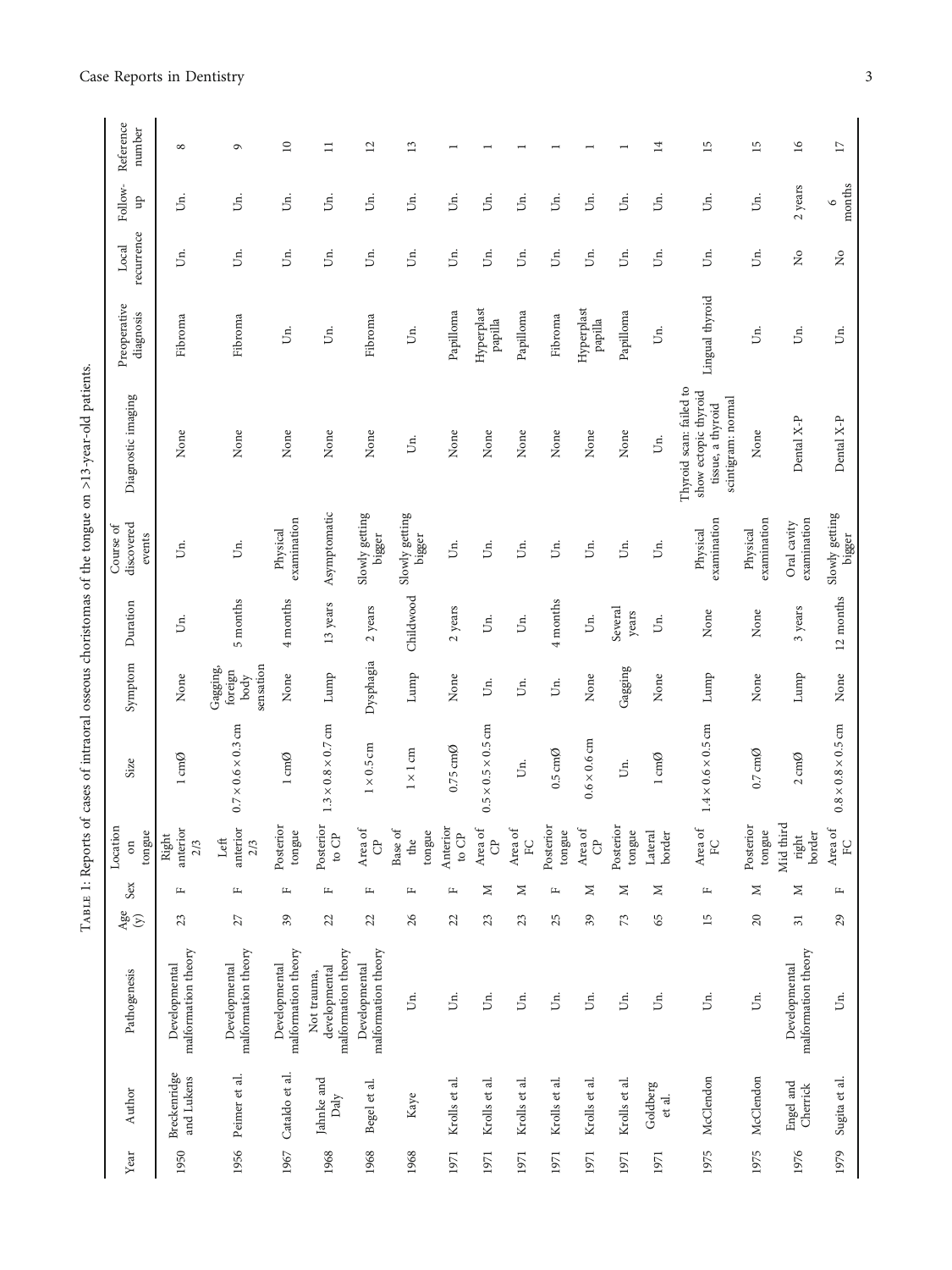Table 1: Reports of cases of intraoral osseous choristomas of the tongue on >13-year-old patients.

| Year | Author | Pathogenesis | Age (y) | Sex | Location on tongue | Size | Symptom | Duration | Course of discovered events | Diagnostic imaging | Preoperative diagnosis | Local recurrence | Follow-up | Reference number |
|---|---|---|---|---|---|---|---|---|---|---|---|---|---|---|
| 1950 | Breckenridge and Lukens | Developmental malformation theory | 23 | F | Right anterior 2/3 | 1 cmØ | None | Un. | Un. | None | Fibroma | Un. | Un. | 8 |
| 1956 | Peimer et al. | Developmental malformation theory | 27 | F | Left anterior 2/3 | 0.7 × 0.6 × 0.3 cm | Gagging, foreign body sensation | 5 months | Un. | None | Fibroma | Un. | Un. | 9 |
| 1967 | Cataldo et al. | Developmental malformation theory | 39 | F | Posterior tongue | 1 cmØ | None | 4 months | Physical examination | None | Un. | Un. | Un. | 10 |
| 1968 | Jahnke and Daly | Not trauma, developmental malformation theory | 22 | F | Posterior to CP | 1.3 × 0.8 × 0.7 cm | Lump | 13 years | Asymptomatic | None | Un. | Un. | Un. | 11 |
| 1968 | Begel et al. | Developmental malformation theory | 22 | F | Area of CP | 1 × 0.5 cm | Dysphagia | 2 years | Slowly getting bigger | None | Fibroma | Un. | Un. | 12 |
| 1968 | Kaye | Un. | 26 | F | Base of the tongue | 1 × 1 cm | Lump | Childwood | Slowly getting bigger | Un. | Un. | Un. | Un. | 13 |
| 1971 | Krolls et al. | Un. | 22 | F | Anterior to CP | 0.75 cmØ | None | 2 years | Un. | None | Papilloma | Un. | Un. | 1 |
| 1971 | Krolls et al. | Un. | 23 | M | Area of CP | 0.5 × 0.5 × 0.5 cm | Un. | Un. | Un. | None | Hyperplast papilla | Un. | Un. | 1 |
| 1971 | Krolls et al. | Un. | 23 | M | Area of FC | Un. | Un. | Un. | Un. | None | Papilloma | Un. | Un. | 1 |
| 1971 | Krolls et al. | Un. | 25 | F | Posterior tongue | 0.5 cmØ | Un. | 4 months | Un. | None | Fibroma | Un. | Un. | 1 |
| 1971 | Krolls et al. | Un. | 39 | M | Area of CP | 0.6 × 0.6 cm | None | Un. | Un. | None | Hyperplast papilla | Un. | Un. | 1 |
| 1971 | Krolls et al. | Un. | 73 | M | Posterior tongue | Un. | Gagging | Several years | Un. | None | Papilloma | Un. | Un. | 1 |
| 1971 | Goldberg et al. | Un. | 65 | M | Lateral border | 1 cmØ | None | Un. | Un. | Un. | Un. | Un. | Un. | 14 |
| 1975 | McClendon | Un. | 15 | F | Area of FC | 1.4 × 0.6 × 0.5 cm | Lump | None | Physical examination | Thyroid scan: failed to show ectopic thyroid tissue, a thyroid scintigram: normal | Lingual thyroid | Un. | Un. | 15 |
| 1975 | McClendon | Un. | 20 | M | Posterior tongue | 0.7 cmØ | None | None | Physical examination | None | Un. | Un. | Un. | 15 |
| 1976 | Engel and Cherrick | Developmental malformation theory | 31 | M | Mid third right border | 2 cmØ | Lump | 3 years | Oral cavity examination | Dental X-P | Un. | No | 2 years | 16 |
| 1979 | Sugita et al. | Un. | 29 | F | Area of FC | 0.8 × 0.8 × 0.5 cm | None | 12 months | Slowly getting bigger | Dental X-P | Un. | No | 6 months | 17 |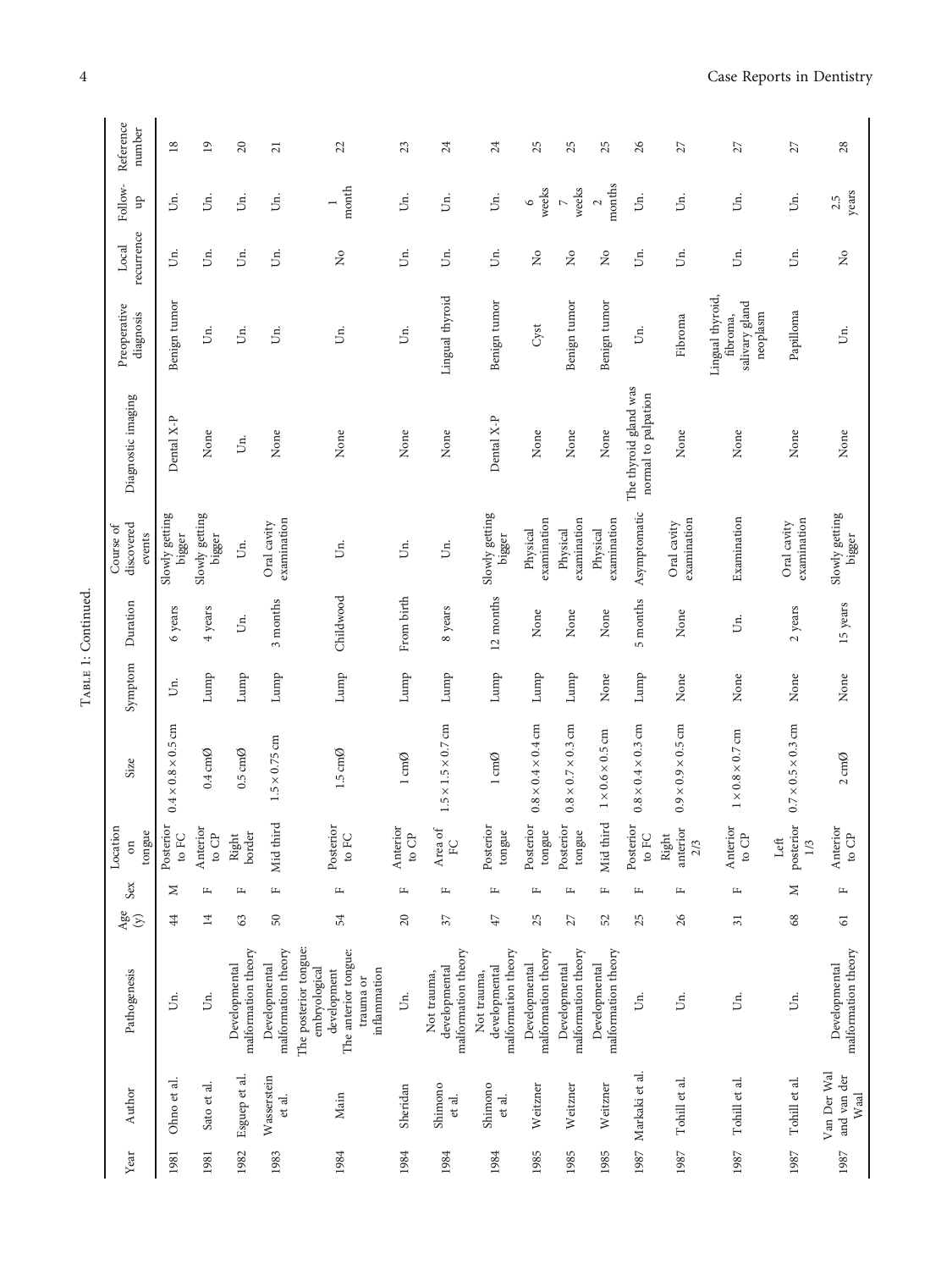Table 1: Continued.

| Year | Author | Pathogenesis | Age (y) | Sex | Location on tongue | Size | Symptom | Duration | Course of discovered events | Diagnostic imaging | Preoperative diagnosis | Local recurrence | Follow-up | Reference number |
|---|---|---|---|---|---|---|---|---|---|---|---|---|---|---|
| 1981 | Ohno et al. | Un. | 44 | M | Posterior to FC | 0.4 × 0.8 × 0.5 cm | Un. | 6 years | Slowly getting bigger | Dental X-P | Benign tumor | Un. | Un. | 18 |
| 1981 | Sato et al. | Un. | 14 | F | Anterior to CP | 0.4 cmØ | Lump | 4 years | Slowly getting bigger | None | Un. | Un. | Un. | 19 |
| 1982 | Esguep et al. | Developmental malformation theory | 63 | F | Right border | 0.5 cmØ | Lump | Un. | Un. | Un. | Un. | Un. | Un. | 20 |
| 1983 | Wasserstein et al. | Developmental malformation theory | 50 | F | Mid third | 1.5 × 0.75 cm | Lump | 3 months | Oral cavity examination | None | Un. | Un. | Un. | 21 |
| 1984 | Main | The posterior tongue: embryological development The anterior tongue: trauma or inflammation | 54 | F | Posterior to FC | 1.5 cmØ | Lump | Childwood | Un. | None | Un. | No | 1 month | 22 |
| 1984 | Sheridan | Un. | 20 | F | Anterior to CP | 1 cmØ | Lump | From birth | Un. | None | Un. | Un. | Un. | 23 |
| 1984 | Shimono et al. | Not trauma, developmental malformation theory | 37 | F | Area of FC | 1.5 × 1.5 × 0.7 cm | Lump | 8 years | Un. | None | Lingual thyroid | Un. | Un. | 24 |
| 1984 | Shimono et al. | Not trauma, developmental malformation theory | 47 | F | Posterior tongue | 1 cmØ | Lump | 12 months | Slowly getting bigger | Dental X-P | Benign tumor | Un. | Un. | 24 |
| 1985 | Weitzner | Developmental malformation theory | 25 | F | Posterior tongue | 0.8 × 0.4 × 0.4 cm | Lump | None | Physical examination | None | Cyst | No | 6 weeks | 25 |
| 1985 | Weitzner | Developmental malformation theory | 27 | F | Posterior tongue | 0.8 × 0.7 × 0.3 cm | Lump | None | Physical examination | None | Benign tumor | No | 7 weeks | 25 |
| 1985 | Weitzner | Developmental malformation theory | 52 | F | Mid third | 1 × 0.6 × 0.5 cm | None | None | Physical examination | None | Benign tumor | No | 2 months | 25 |
| 1987 | Markaki et al. | Un. | 25 | F | Posterior to FC | 0.8 × 0.4 × 0.3 cm | Lump | 5 months | Asymptomatic | The thyroid gland was normal to palpation | Un. | Un. | Un. | 26 |
| 1987 | Tohill et al. | Un. | 26 | F | Right anterior 2/3 | 0.9 × 0.9 × 0.5 cm | None | None | Oral cavity examination | None | Fibroma | Un. | Un. | 27 |
| 1987 | Tohill et al. | Un. | 31 | F | Anterior to CP | 1 × 0.8 × 0.7 cm | None | Un. | Examination | None | Lingual thyroid, fibroma, salivary gland neoplasm | Un. | Un. | 27 |
| 1987 | Tohill et al. | Un. | 68 | M | Left posterior 1/3 | 0.7 × 0.5 × 0.3 cm | None | 2 years | Oral cavity examination | None | Papilloma | Un. | Un. | 27 |
| 1987 | Van Der Wal and van der Waal | Developmental malformation theory | 61 | F | Anterior to CP | 2 cmØ | None | 15 years | Slowly getting bigger | None | Un. | No | 2.5 years | 28 |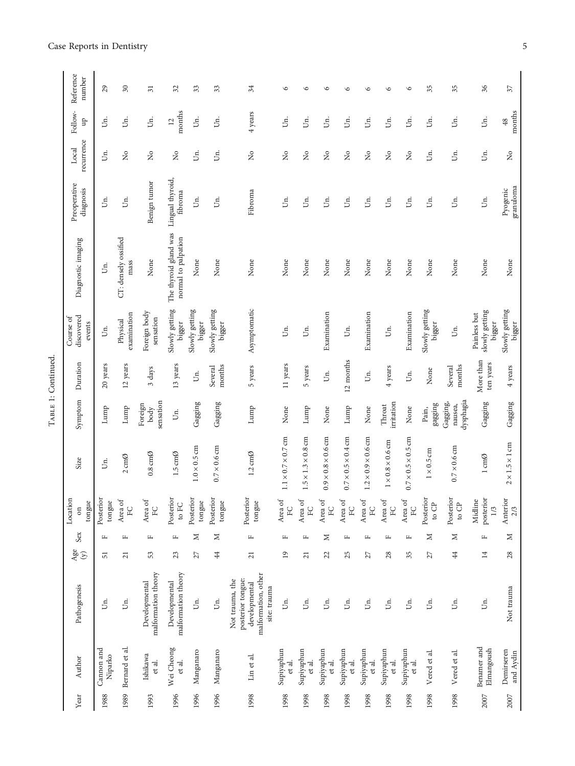Table 1: Continued.

| Year | Author | Pathogenesis | Age (y) | Sex | Location on tongue | Size | Symptom | Duration | Course of discovered events | Diagnostic imaging | Preoperative diagnosis | Local recurrence | Follow-up | Reference number |
|---|---|---|---|---|---|---|---|---|---|---|---|---|---|---|
| 1988 | Cannon and Niparko | Un. | 51 | F | Posterior tongue | Un. | Lump | 20 years | Un. | Un. | Un. | Un. | Un. | 29 |
| 1989 | Bernard et al. | Un. | 21 | F | Area of FC | 2 cmØ | Lump | 12 years | Physical examination | CT: densely ossified mass | Un. | No | Un. | 30 |
| 1993 | Ishikawa et al. | Developmental malformation theory | 53 | F | Area of FC | 0.8 cmØ | Foreign body sensation | 3 days | Foreign body sensation | None | Benign tumor | No | Un. | 31 |
| 1996 | Wei Cheong et al. | Developmental malformation theory | 23 | F | Posterior to FC | 1.5 cmØ | Un. | 13 years | Slowly getting bigger | The thyroid gland was normal to palpation | Lingual thyroid, fibroma | No | 12 months | 32 |
| 1996 | Manganaro | Un. | 27 | M | Posterior tongue | 1.0 × 0.5 cm | Gagging | Un. | Slowly getting bigger | None | Un. | Un. | Un. | 33 |
| 1996 | Manganaro | Un. | 44 | M | Posterior tongue | 0.7 × 0.6 cm | Gagging | Several months | Slowly getting bigger | None | Un. | Un. | Un. | 33 |
| 1998 | Lin et al. | Not trauma, the posterior tongue: developmental malformation, other site: trauma | 21 | F | Posterior tongue | 1.2 cmØ | Lump | 5 years | Asymptomatic | None | Fibroma | No | 4 years | 34 |
| 1998 | Supiyaphun et al. | Un. | 19 | F | Area of FC | 1.1 × 0.7 × 0.7 cm | None | 11 years | Un. | None | Un. | No | Un. | 6 |
| 1998 | Supiyaphun et al. | Un. | 21 | F | Area of FC | 1.5 × 1.3 × 0.8 cm | Lump | 5 years | Un. | None | Un. | No | Un. | 6 |
| 1998 | Supiyaphun et al. | Un. | 22 | M | Area of FC | 0.9 × 0.8 × 0.6 cm | None | Un. | Examination | None | Un. | No | Un. | 6 |
| 1998 | Supiyaphun et al. | Un. | 25 | F | Area of FC | 0.7 × 0.5 × 0.4 cm | Lump | 12 months | Un. | None | Un. | No | Un. | 6 |
| 1998 | Supiyaphun et al. | Un. | 27 | F | Area of FC | 1.2 × 0.9 × 0.6 cm | None | Un. | Examination | None | Un. | No | Un. | 6 |
| 1998 | Supiyaphun et al. | Un. | 28 | F | Area of FC | 1 × 0.8 × 0.6 cm | Throat irritation | 4 years | Un. | None | Un. | No | Un. | 6 |
| 1998 | Supiyaphun et al. | Un. | 35 | F | Area of FC | 0.7 × 0.5 × 0.5 cm | None | Un. | Examination | None | Un. | No | Un. | 6 |
| 1998 | Vered et al. | Un. | 27 | M | Posterior to CP | 1 × 0.5 cm | Pain, gagging | None | Slowly getting bigger | None | Un. | Un. | Un. | 35 |
| 1998 | Vered et al. | Un. | 44 | M | Posterior to CP | 0.7 × 0.6 cm | Gagging, nausea, dysphagia | Several months | Un. | None | Un. | Un. | Un. | 35 |
| 2007 | Benamer and Elmangoush | Un. | 14 | F | Midline posterior 1/3 | 1 cmØ | Gagging | More than ten years | Painless but slowly getting bigger | None | Un. | Un. | Un. | 36 |
| 2007 | Demirseren and Aydin | Not trauma | 28 | M | Anterior 2/3 | 2 × 1.5 × 1 cm | Gagging | 4 years | Slowly getting bigger | None | Pyogenic granuloma | No | 48 months | 37 |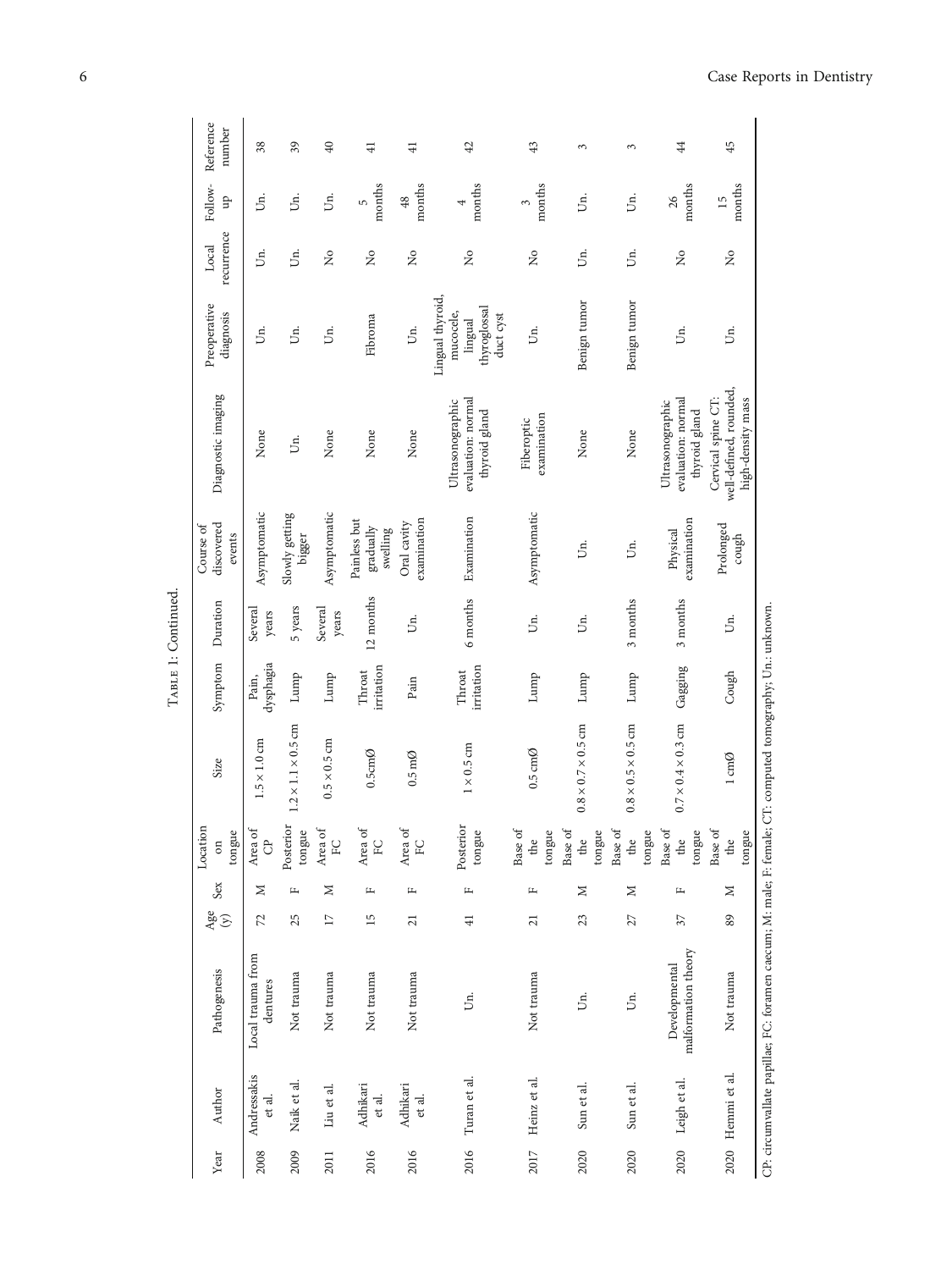Table 1: Continued.

| Year | Author | Pathogenesis | Age (y) | Sex | Location on tongue | Size | Symptom | Duration | Course of discovered events | Diagnostic imaging | Preoperative diagnosis | Local recurrence | Follow-up | Reference number |
|---|---|---|---|---|---|---|---|---|---|---|---|---|---|---|
| 2008 | Andressakis et al. | Local trauma from dentures | 72 | M | Area of CP | 1.5 × 1.0 cm | Pain, dysphagia | Several years | Asymptomatic | None | Un. | Un. | Un. | 38 |
| 2009 | Naik et al. | Not trauma | 25 | F | Posterior tongue | 1.2 × 1.1 × 0.5 cm | Lump | 5 years | Slowly getting bigger | Un. | Un. | Un. | Un. | 39 |
| 2011 | Liu et al. | Not trauma | 17 | M | Area of FC | 0.5 × 0.5 cm | Lump | Several years | Asymptomatic | None | Un. | No | Un. | 40 |
| 2016 | Adhikari et al. | Not trauma | 15 | F | Area of FC | 0.5cmØ | Throat irritation | 12 months | Painless but gradually swelling | None | Fibroma | No | 5 months | 41 |
| 2016 | Adhikari et al. | Not trauma | 21 | F | Area of FC | 0.5 mØ | Pain | Un. | Oral cavity examination | None | Un. | No | 48 months | 41 |
| 2016 | Turan et al. | Un. | 41 | F | Posterior tongue | 1 × 0.5 cm | Throat irritation | 6 months | Examination | Ultrasonographic evaluation: normal thyroid gland | Lingual thyroid, mucocele, lingual thyroglossal duct cyst | No | 4 months | 42 |
| 2017 | Heinz et al. | Not trauma | 21 | F | Base of the tongue | 0.5 cmØ | Lump | Un. | Asymptomatic | Fiberoptic examination | Un. | No | 3 months | 43 |
| 2020 | Sun et al. | Un. | 23 | M | Base of the tongue | 0.8 × 0.7 × 0.5 cm | Lump | Un. | Un. | None | Benign tumor | Un. | Un. | 3 |
| 2020 | Sun et al. | Un. | 27 | M | Base of the tongue | 0.8 × 0.5 × 0.5 cm | Lump | 3 months | Un. | None | Benign tumor | Un. | Un. | 3 |
| 2020 | Leigh et al. | Developmental malformation theory | 37 | F | Base of the tongue | 0.7 × 0.4 × 0.3 cm | Gagging | 3 months | Physical examination | Ultrasonographic evaluation: normal thyroid gland | Un. | No | 26 months | 44 |
| 2020 | Hemmi et al. | Not trauma | 89 | M | Base of the tongue | 1 cmØ | Cough | Un. | Prolonged cough | Cervical spine CT: well-defined, rounded, high-density mass | Un. | No | 15 months | 45 |

CP: circumvallate papillae; FC: foramen caecum; M: male; F: female; CT: computed tomography; Un.: unknown.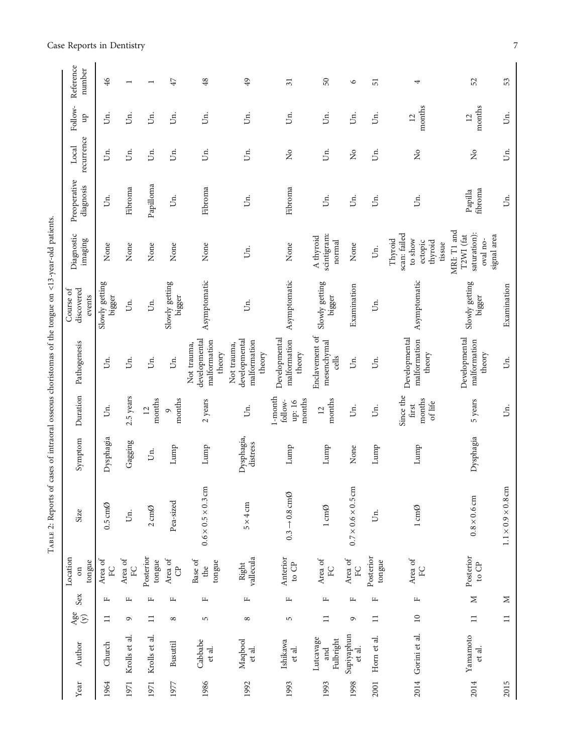Table 2: Reports of cases of intraoral osseous choristomas of the tongue on <13-year-old patients.

| Year | Author | Age (y) | Sex | Location on tongue | Size | Symptom | Duration | Pathogenesis | Course of discovered events | Diagnostic imaging | Preoperative diagnosis | Local recurrence | Follow-up | Reference number |
|---|---|---|---|---|---|---|---|---|---|---|---|---|---|---|
| 1964 | Church | 11 | F | Area of FC | 0.5 cmØ | Dysphagia | Un. | Un. | Slowly getting bigger | None | Un. | Un. | Un. | 46 |
| 1971 | Krolls et al. | 9 | F | Area of FC | Un. | Gagging | 2.5 years | Un. | Un. | None | Fibroma | Un. | Un. | 1 |
| 1971 | Krolls et al. | 11 | F | Posterior tongue | 2 cmØ | Un. | 12 months | Un. | Un. | None | Papilloma | Un. | Un. | 1 |
| 1977 | Busuttil | 8 | F | Area of CP | Pea-sized | Lump | 9 months | Un. | Slowly getting bigger | None | Un. | Un. | Un. | 47 |
| 1986 | Cabbabe et al. | 5 | F | Base of the tongue | 0.6 × 0.5 × 0.3 cm | Lump | 2 years | Not trauma, developmental malformation theory | Asymptomatic | None | Fibroma | Un. | Un. | 48 |
| 1992 | Maqbool et al. | 8 | F | Right vallecula | 5 × 4 cm | Dysphagia, distress | Un. | Not trauma, developmental malformation theory | Un. | Un. | Un. | Un. | Un. | 49 |
| 1993 | Ishikawa et al. | 5 | F | Anterior to CP | 0.3 → 0.8 cmØ | Lump | 1-month follow-up: 16 months | Developmental malformation theory | Asymptomatic | None | Fibroma | No | Un. | 31 |
| 1993 | Lutcavage and Fulbright | 11 | F | Area of FC | 1 cmØ | Lump | 12 months | Enclavement of mesenchymal cells | Slowly getting bigger | A thyroid scintigram: normal | Un. | Un. | Un. | 50 |
| 1998 | Supiyaphun et al. | 9 | F | Area of FC | 0.7 × 0.6 × 0.5 cm | None | Un. | Un. | Examination | None | Un. | No | Un. | 6 |
| 2001 | Horn et al. | 11 | F | Posterior tongue | Un. | Lump | Un. | Un. | Un. | Un. | Un. | Un. | Un. | 51 |
| 2014 | Gorini et al. | 10 | F | Area of FC | 1 cmØ | Lump | Since the first months of life | Developmental malformation theory | Asymptomatic | Thyroid scan: failed to show ectopic thyroid tissue | Un. | No | 12 months | 4 |
| 2014 | Yamamoto et al. | 11 | M | Posterior to CP | 0.8 × 0.6 cm | Dysphagia | 5 years | Developmental malformation theory | Slowly getting bigger | MRI: T1 and T2WI (fat saturation): oval no-signal area | Papilla fibroma | No | 12 months | 52 |
| 2015 | | 11 | M | | 1.1 × 0.9 × 0.8 cm | | Un. | Un. | Examination | | Un. | Un. | Un. | 53 |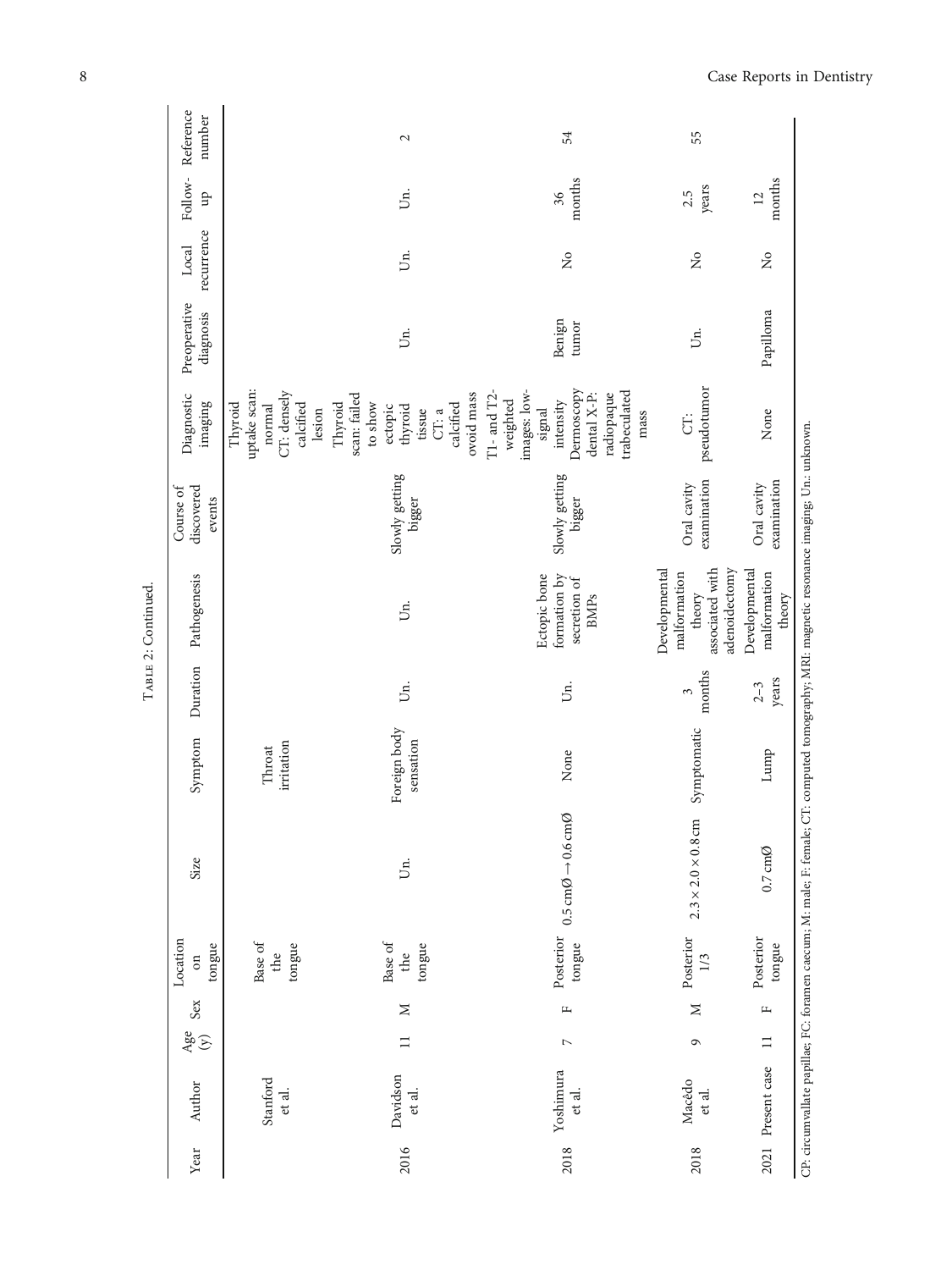Table 2: Continued.

| Year | Author | Age (y) | Sex | Location on tongue | Size | Symptom | Duration | Pathogenesis | Course of discovered events | Diagnostic imaging | Preoperative diagnosis | Local recurrence | Follow-up | Reference number |
|---|---|---|---|---|---|---|---|---|---|---|---|---|---|---|
| | Stanford et al. | | | Base of the tongue | | Throat irritation | | | | Thyroid uptake scan: normal CT: densely calcified lesion | | | | |
| 2016 | Davidson et al. | 11 | M | Base of the tongue | Un. | Foreign body sensation | Un. | Un. | Slowly getting bigger | Thyroid scan: failed to show ectopic thyroid tissue CT: a calcified ovoid mass | Un. | Un. | Un. | 2 |
| 2018 | Yoshimura et al. | 7 | F | Posterior tongue | 0.5 cmØ → 0.6 cmØ | None | Un. | Ectopic bone formation by secretion of BMPs | Slowly getting bigger | T1- and T2-weighted images: low-signal intensity Dermoscopy dental X-P: radiopaque trabeculated mass | Benign tumor | No | 36 months | 54 |
| 2018 | Macêdo et al. | 9 | M | Posterior 1/3 | 2.3 × 2.0 × 0.8 cm | Symptomatic | 3 months | Developmental malformation theory associated with adenoidectomy | Oral cavity examination | CT: pseudotumor | Un. | No | 2.5 years | 55 |
| 2021 | Present case | 11 | F | Posterior tongue | 0.7 cmØ | Lump | 2–3 years | Developmental malformation theory | Oral cavity examination | None | Papilloma | No | 12 months | |

CP: circumvallate papillae; FC: foramen caecum; M: male; F: female; CT: computed tomography; MRI: magnetic resonance imaging; Un.: unknown.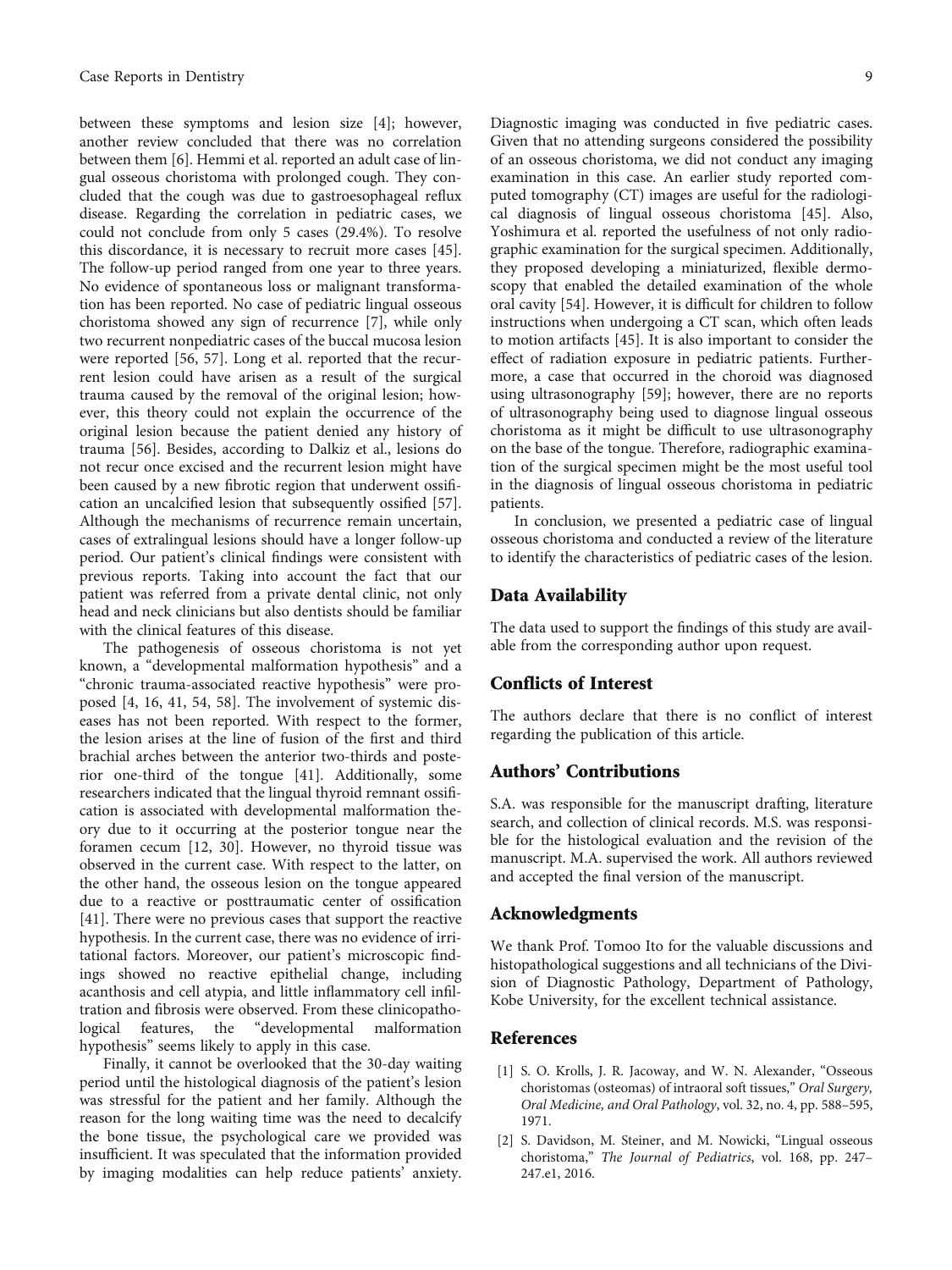between these symptoms and lesion size [4]; however, another review concluded that there was no correlation between them [6]. Hemmi et al. reported an adult case of lingual osseous choristoma with prolonged cough. They concluded that the cough was due to gastroesophageal reflux disease. Regarding the correlation in pediatric cases, we could not conclude from only 5 cases (29.4%). To resolve this discordance, it is necessary to recruit more cases [45]. The follow-up period ranged from one year to three years. No evidence of spontaneous loss or malignant transformation has been reported. No case of pediatric lingual osseous choristoma showed any sign of recurrence [7], while only two recurrent nonpediatric cases of the buccal mucosa lesion were reported [56, 57]. Long et al. reported that the recurrent lesion could have arisen as a result of the surgical trauma caused by the removal of the original lesion; however, this theory could not explain the occurrence of the original lesion because the patient denied any history of trauma [56]. Besides, according to Dalkiz et al., lesions do not recur once excised and the recurrent lesion might have been caused by a new fibrotic region that underwent ossification an uncalcified lesion that subsequently ossified [57]. Although the mechanisms of recurrence remain uncertain, cases of extralingual lesions should have a longer follow-up period. Our patient's clinical findings were consistent with previous reports. Taking into account the fact that our patient was referred from a private dental clinic, not only head and neck clinicians but also dentists should be familiar with the clinical features of this disease.

The pathogenesis of osseous choristoma is not yet known, a "developmental malformation hypothesis" and a "chronic trauma-associated reactive hypothesis" were proposed [4, 16, 41, 54, 58]. The involvement of systemic diseases has not been reported. With respect to the former, the lesion arises at the line of fusion of the first and third brachial arches between the anterior two-thirds and posterior one-third of the tongue [41]. Additionally, some researchers indicated that the lingual thyroid remnant ossification is associated with developmental malformation theory due to it occurring at the posterior tongue near the foramen cecum [12, 30]. However, no thyroid tissue was observed in the current case. With respect to the latter, on the other hand, the osseous lesion on the tongue appeared due to a reactive or posttraumatic center of ossification [41]. There were no previous cases that support the reactive hypothesis. In the current case, there was no evidence of irritational factors. Moreover, our patient's microscopic findings showed no reactive epithelial change, including acanthosis and cell atypia, and little inflammatory cell infiltration and fibrosis were observed. From these clinicopathological features, the "developmental malformation hypothesis" seems likely to apply in this case.

Finally, it cannot be overlooked that the 30-day waiting period until the histological diagnosis of the patient's lesion was stressful for the patient and her family. Although the reason for the long waiting time was the need to decalcify the bone tissue, the psychological care we provided was insufficient. It was speculated that the information provided by imaging modalities can help reduce patients' anxiety. Diagnostic imaging was conducted in five pediatric cases. Given that no attending surgeons considered the possibility of an osseous choristoma, we did not conduct any imaging examination in this case. An earlier study reported computed tomography (CT) images are useful for the radiological diagnosis of lingual osseous choristoma [45]. Also, Yoshimura et al. reported the usefulness of not only radiographic examination for the surgical specimen. Additionally, they proposed developing a miniaturized, flexible dermoscopy that enabled the detailed examination of the whole oral cavity [54]. However, it is difficult for children to follow instructions when undergoing a CT scan, which often leads to motion artifacts [45]. It is also important to consider the effect of radiation exposure in pediatric patients. Furthermore, a case that occurred in the choroid was diagnosed using ultrasonography [59]; however, there are no reports of ultrasonography being used to diagnose lingual osseous choristoma as it might be difficult to use ultrasonography on the base of the tongue. Therefore, radiographic examination of the surgical specimen might be the most useful tool in the diagnosis of lingual osseous choristoma in pediatric patients.

In conclusion, we presented a pediatric case of lingual osseous choristoma and conducted a review of the literature to identify the characteristics of pediatric cases of the lesion.

## Data Availability

The data used to support the findings of this study are available from the corresponding author upon request.

## Conflicts of Interest

The authors declare that there is no conflict of interest regarding the publication of this article.

## Authors' Contributions

S.A. was responsible for the manuscript drafting, literature search, and collection of clinical records. M.S. was responsible for the histological evaluation and the revision of the manuscript. M.A. supervised the work. All authors reviewed and accepted the final version of the manuscript.

## Acknowledgments

We thank Prof. Tomoo Ito for the valuable discussions and histopathological suggestions and all technicians of the Division of Diagnostic Pathology, Department of Pathology, Kobe University, for the excellent technical assistance.

## References

[1] S. O. Krolls, J. R. Jacoway, and W. N. Alexander, "Osseous choristomas (osteomas) of intraoral soft tissues," *Oral Surgery, Oral Medicine, and Oral Pathology*, vol. 32, no. 4, pp. 588–595, 1971.

[2] S. Davidson, M. Steiner, and M. Nowicki, "Lingual osseous choristoma," *The Journal of Pediatrics*, vol. 168, pp. 247–247.e1, 2016.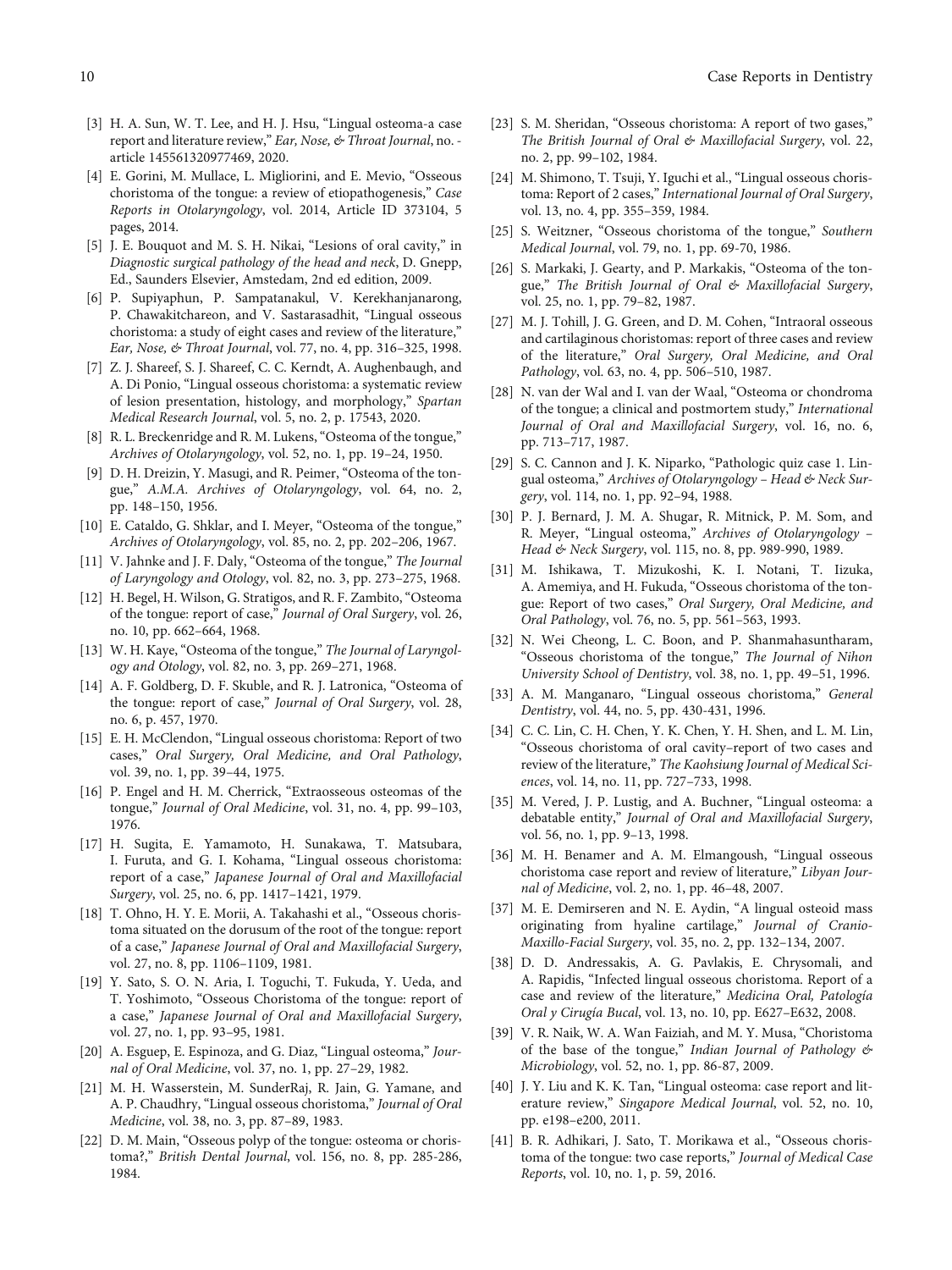[3] H. A. Sun, W. T. Lee, and H. J. Hsu, "Lingual osteoma-a case report and literature review," *Ear, Nose, & Throat Journal*, no. - article 145561320977469, 2020.

[4] E. Gorini, M. Mullace, L. Migliorini, and E. Mevio, "Osseous choristoma of the tongue: a review of etiopathogenesis," *Case Reports in Otolaryngology*, vol. 2014, Article ID 373104, 5 pages, 2014.

[5] J. E. Bouquot and M. S. H. Nikai, "Lesions of oral cavity," in *Diagnostic surgical pathology of the head and neck*, D. Gnepp, Ed., Saunders Elsevier, Amstedam, 2nd ed edition, 2009.

[6] P. Supiyaphun, P. Sampatanakul, V. Kerekhanjanarong, P. Chawakitchareon, and V. Sastarasadhit, "Lingual osseous choristoma: a study of eight cases and review of the literature," *Ear, Nose, & Throat Journal*, vol. 77, no. 4, pp. 316–325, 1998.

[7] Z. J. Shareef, S. J. Shareef, C. C. Kerndt, A. Aughenbaugh, and A. Di Ponio, "Lingual osseous choristoma: a systematic review of lesion presentation, histology, and morphology," *Spartan Medical Research Journal*, vol. 5, no. 2, p. 17543, 2020.

[8] R. L. Breckenridge and R. M. Lukens, "Osteoma of the tongue," *Archives of Otolaryngology*, vol. 52, no. 1, pp. 19–24, 1950.

[9] D. H. Dreizin, Y. Masugi, and R. Peimer, "Osteoma of the tongue," *A.M.A. Archives of Otolaryngology*, vol. 64, no. 2, pp. 148–150, 1956.

[10] E. Cataldo, G. Shklar, and I. Meyer, "Osteoma of the tongue," *Archives of Otolaryngology*, vol. 85, no. 2, pp. 202–206, 1967.

[11] V. Jahnke and J. F. Daly, "Osteoma of the tongue," *The Journal of Laryngology and Otology*, vol. 82, no. 3, pp. 273–275, 1968.

[12] H. Begel, H. Wilson, G. Stratigos, and R. F. Zambito, "Osteoma of the tongue: report of case," *Journal of Oral Surgery*, vol. 26, no. 10, pp. 662–664, 1968.

[13] W. H. Kaye, "Osteoma of the tongue," *The Journal of Laryngology and Otology*, vol. 82, no. 3, pp. 269–271, 1968.

[14] A. F. Goldberg, D. F. Skuble, and R. J. Latronica, "Osteoma of the tongue: report of case," *Journal of Oral Surgery*, vol. 28, no. 6, p. 457, 1970.

[15] E. H. McClendon, "Lingual osseous choristoma: Report of two cases," *Oral Surgery, Oral Medicine, and Oral Pathology*, vol. 39, no. 1, pp. 39–44, 1975.

[16] P. Engel and H. M. Cherrick, "Extraosseous osteomas of the tongue," *Journal of Oral Medicine*, vol. 31, no. 4, pp. 99–103, 1976.

[17] H. Sugita, E. Yamamoto, H. Sunakawa, T. Matsubara, I. Furuta, and G. I. Kohama, "Lingual osseous choristoma: report of a case," *Japanese Journal of Oral and Maxillofacial Surgery*, vol. 25, no. 6, pp. 1417–1421, 1979.

[18] T. Ohno, H. Y. E. Morii, A. Takahashi et al., "Osseous choristoma situated on the dorusum of the root of the tongue: report of a case," *Japanese Journal of Oral and Maxillofacial Surgery*, vol. 27, no. 8, pp. 1106–1109, 1981.

[19] Y. Sato, S. O. N. Aria, I. Toguchi, T. Fukuda, Y. Ueda, and T. Yoshimoto, "Osseous Choristoma of the tongue: report of a case," *Japanese Journal of Oral and Maxillofacial Surgery*, vol. 27, no. 1, pp. 93–95, 1981.

[20] A. Esguep, E. Espinoza, and G. Diaz, "Lingual osteoma," *Journal of Oral Medicine*, vol. 37, no. 1, pp. 27–29, 1982.

[21] M. H. Wasserstein, M. SunderRaj, R. Jain, G. Yamane, and A. P. Chaudhry, "Lingual osseous choristoma," *Journal of Oral Medicine*, vol. 38, no. 3, pp. 87–89, 1983.

[22] D. M. Main, "Osseous polyp of the tongue: osteoma or choristoma?," *British Dental Journal*, vol. 156, no. 8, pp. 285-286, 1984.

[23] S. M. Sheridan, "Osseous choristoma: A report of two gases," *The British Journal of Oral & Maxillofacial Surgery*, vol. 22, no. 2, pp. 99–102, 1984.

[24] M. Shimono, T. Tsuji, Y. Iguchi et al., "Lingual osseous choristoma: Report of 2 cases," *International Journal of Oral Surgery*, vol. 13, no. 4, pp. 355–359, 1984.

[25] S. Weitzner, "Osseous choristoma of the tongue," *Southern Medical Journal*, vol. 79, no. 1, pp. 69-70, 1986.

[26] S. Markaki, J. Gearty, and P. Markakis, "Osteoma of the tongue," *The British Journal of Oral & Maxillofacial Surgery*, vol. 25, no. 1, pp. 79–82, 1987.

[27] M. J. Tohill, J. G. Green, and D. M. Cohen, "Intraoral osseous and cartilaginous choristomas: report of three cases and review of the literature," *Oral Surgery, Oral Medicine, and Oral Pathology*, vol. 63, no. 4, pp. 506–510, 1987.

[28] N. van der Wal and I. van der Waal, "Osteoma or chondroma of the tongue; a clinical and postmortem study," *International Journal of Oral and Maxillofacial Surgery*, vol. 16, no. 6, pp. 713–717, 1987.

[29] S. C. Cannon and J. K. Niparko, "Pathologic quiz case 1. Lingual osteoma," *Archives of Otolaryngology – Head & Neck Surgery*, vol. 114, no. 1, pp. 92–94, 1988.

[30] P. J. Bernard, J. M. A. Shugar, R. Mitnick, P. M. Som, and R. Meyer, "Lingual osteoma," *Archives of Otolaryngology – Head & Neck Surgery*, vol. 115, no. 8, pp. 989-990, 1989.

[31] M. Ishikawa, T. Mizukoshi, K. I. Notani, T. Iizuka, A. Amemiya, and H. Fukuda, "Osseous choristoma of the tongue: Report of two cases," *Oral Surgery, Oral Medicine, and Oral Pathology*, vol. 76, no. 5, pp. 561–563, 1993.

[32] N. Wei Cheong, L. C. Boon, and P. Shanmahasuntharam, "Osseous choristoma of the tongue," *The Journal of Nihon University School of Dentistry*, vol. 38, no. 1, pp. 49–51, 1996.

[33] A. M. Manganaro, "Lingual osseous choristoma," *General Dentistry*, vol. 44, no. 5, pp. 430-431, 1996.

[34] C. C. Lin, C. H. Chen, Y. K. Chen, Y. H. Shen, and L. M. Lin, "Osseous choristoma of oral cavity–report of two cases and review of the literature," *The Kaohsiung Journal of Medical Sciences*, vol. 14, no. 11, pp. 727–733, 1998.

[35] M. Vered, J. P. Lustig, and A. Buchner, "Lingual osteoma: a debatable entity," *Journal of Oral and Maxillofacial Surgery*, vol. 56, no. 1, pp. 9–13, 1998.

[36] M. H. Benamer and A. M. Elmangoush, "Lingual osseous choristoma case report and review of literature," *Libyan Journal of Medicine*, vol. 2, no. 1, pp. 46–48, 2007.

[37] M. E. Demirseren and N. E. Aydin, "A lingual osteoid mass originating from hyaline cartilage," *Journal of Cranio-Maxillo-Facial Surgery*, vol. 35, no. 2, pp. 132–134, 2007.

[38] D. D. Andressakis, A. G. Pavlakis, E. Chrysomali, and A. Rapidis, "Infected lingual osseous choristoma. Report of a case and review of the literature," *Medicina Oral, Patología Oral y Cirugía Bucal*, vol. 13, no. 10, pp. E627–E632, 2008.

[39] V. R. Naik, W. A. Wan Faiziah, and M. Y. Musa, "Choristoma of the base of the tongue," *Indian Journal of Pathology & Microbiology*, vol. 52, no. 1, pp. 86-87, 2009.

[40] J. Y. Liu and K. K. Tan, "Lingual osteoma: case report and literature review," *Singapore Medical Journal*, vol. 52, no. 10, pp. e198–e200, 2011.

[41] B. R. Adhikari, J. Sato, T. Morikawa et al., "Osseous choristoma of the tongue: two case reports," *Journal of Medical Case Reports*, vol. 10, no. 1, p. 59, 2016.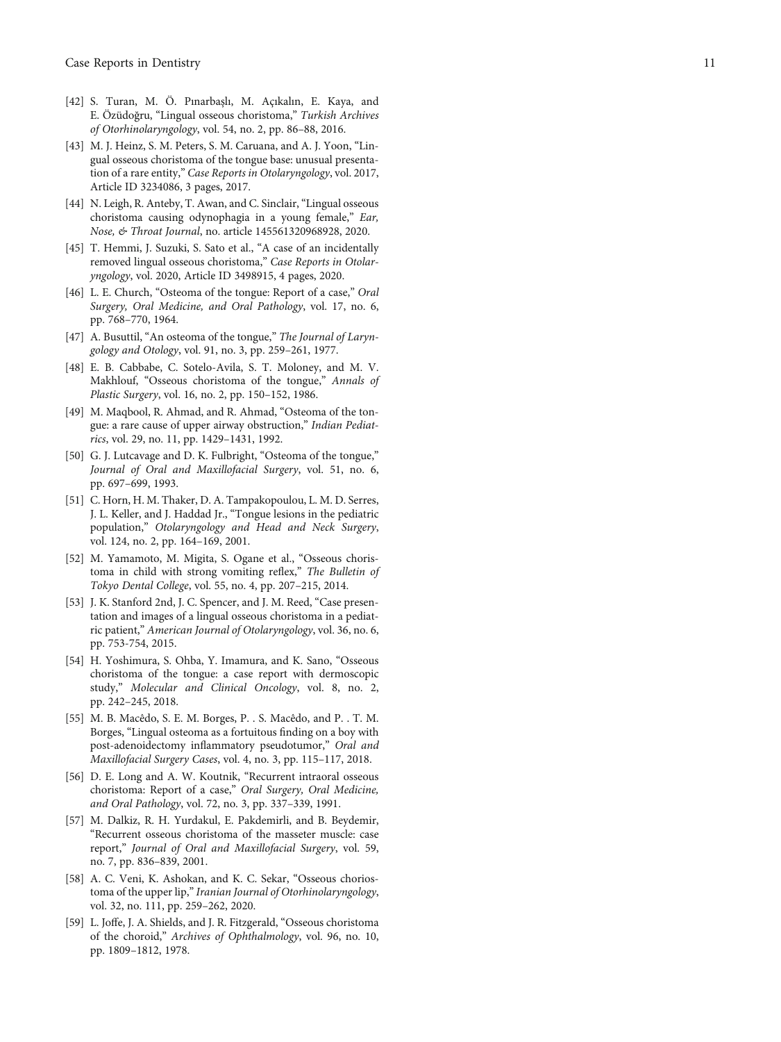[42] S. Turan, M. Ö. Pınarbaşlı, M. Açıkalın, E. Kaya, and E. Özüdoğru, "Lingual osseous choristoma," *Turkish Archives of Otorhinolaryngology*, vol. 54, no. 2, pp. 86–88, 2016.

[43] M. J. Heinz, S. M. Peters, S. M. Caruana, and A. J. Yoon, "Lingual osseous choristoma of the tongue base: unusual presentation of a rare entity," *Case Reports in Otolaryngology*, vol. 2017, Article ID 3234086, 3 pages, 2017.

[44] N. Leigh, R. Anteby, T. Awan, and C. Sinclair, "Lingual osseous choristoma causing odynophagia in a young female," *Ear, Nose, & Throat Journal*, no. article 145561320968928, 2020.

[45] T. Hemmi, J. Suzuki, S. Sato et al., "A case of an incidentally removed lingual osseous choristoma," *Case Reports in Otolaryngology*, vol. 2020, Article ID 3498915, 4 pages, 2020.

[46] L. E. Church, "Osteoma of the tongue: Report of a case," *Oral Surgery, Oral Medicine, and Oral Pathology*, vol. 17, no. 6, pp. 768–770, 1964.

[47] A. Busuttil, "An osteoma of the tongue," *The Journal of Laryngology and Otology*, vol. 91, no. 3, pp. 259–261, 1977.

[48] E. B. Cabbabe, C. Sotelo-Avila, S. T. Moloney, and M. V. Makhlouf, "Osseous choristoma of the tongue," *Annals of Plastic Surgery*, vol. 16, no. 2, pp. 150–152, 1986.

[49] M. Maqbool, R. Ahmad, and R. Ahmad, "Osteoma of the tongue: a rare cause of upper airway obstruction," *Indian Pediatrics*, vol. 29, no. 11, pp. 1429–1431, 1992.

[50] G. J. Lutcavage and D. K. Fulbright, "Osteoma of the tongue," *Journal of Oral and Maxillofacial Surgery*, vol. 51, no. 6, pp. 697–699, 1993.

[51] C. Horn, H. M. Thaker, D. A. Tampakopoulou, L. M. D. Serres, J. L. Keller, and J. Haddad Jr., "Tongue lesions in the pediatric population," *Otolaryngology and Head and Neck Surgery*, vol. 124, no. 2, pp. 164–169, 2001.

[52] M. Yamamoto, M. Migita, S. Ogane et al., "Osseous choristoma in child with strong vomiting reflex," *The Bulletin of Tokyo Dental College*, vol. 55, no. 4, pp. 207–215, 2014.

[53] J. K. Stanford 2nd, J. C. Spencer, and J. M. Reed, "Case presentation and images of a lingual osseous choristoma in a pediatric patient," *American Journal of Otolaryngology*, vol. 36, no. 6, pp. 753-754, 2015.

[54] H. Yoshimura, S. Ohba, Y. Imamura, and K. Sano, "Osseous choristoma of the tongue: a case report with dermoscopic study," *Molecular and Clinical Oncology*, vol. 8, no. 2, pp. 242–245, 2018.

[55] M. B. Macêdo, S. E. M. Borges, P. . S. Macêdo, and P. . T. M. Borges, "Lingual osteoma as a fortuitous finding on a boy with post-adenoidectomy inflammatory pseudotumor," *Oral and Maxillofacial Surgery Cases*, vol. 4, no. 3, pp. 115–117, 2018.

[56] D. E. Long and A. W. Koutnik, "Recurrent intraoral osseous choristoma: Report of a case," *Oral Surgery, Oral Medicine, and Oral Pathology*, vol. 72, no. 3, pp. 337–339, 1991.

[57] M. Dalkiz, R. H. Yurdakul, E. Pakdemirli, and B. Beydemir, "Recurrent osseous choristoma of the masseter muscle: case report," *Journal of Oral and Maxillofacial Surgery*, vol. 59, no. 7, pp. 836–839, 2001.

[58] A. C. Veni, K. Ashokan, and K. C. Sekar, "Osseous choriostoma of the upper lip," *Iranian Journal of Otorhinolaryngology*, vol. 32, no. 111, pp. 259–262, 2020.

[59] L. Joffe, J. A. Shields, and J. R. Fitzgerald, "Osseous choristoma of the choroid," *Archives of Ophthalmology*, vol. 96, no. 10, pp. 1809–1812, 1978.